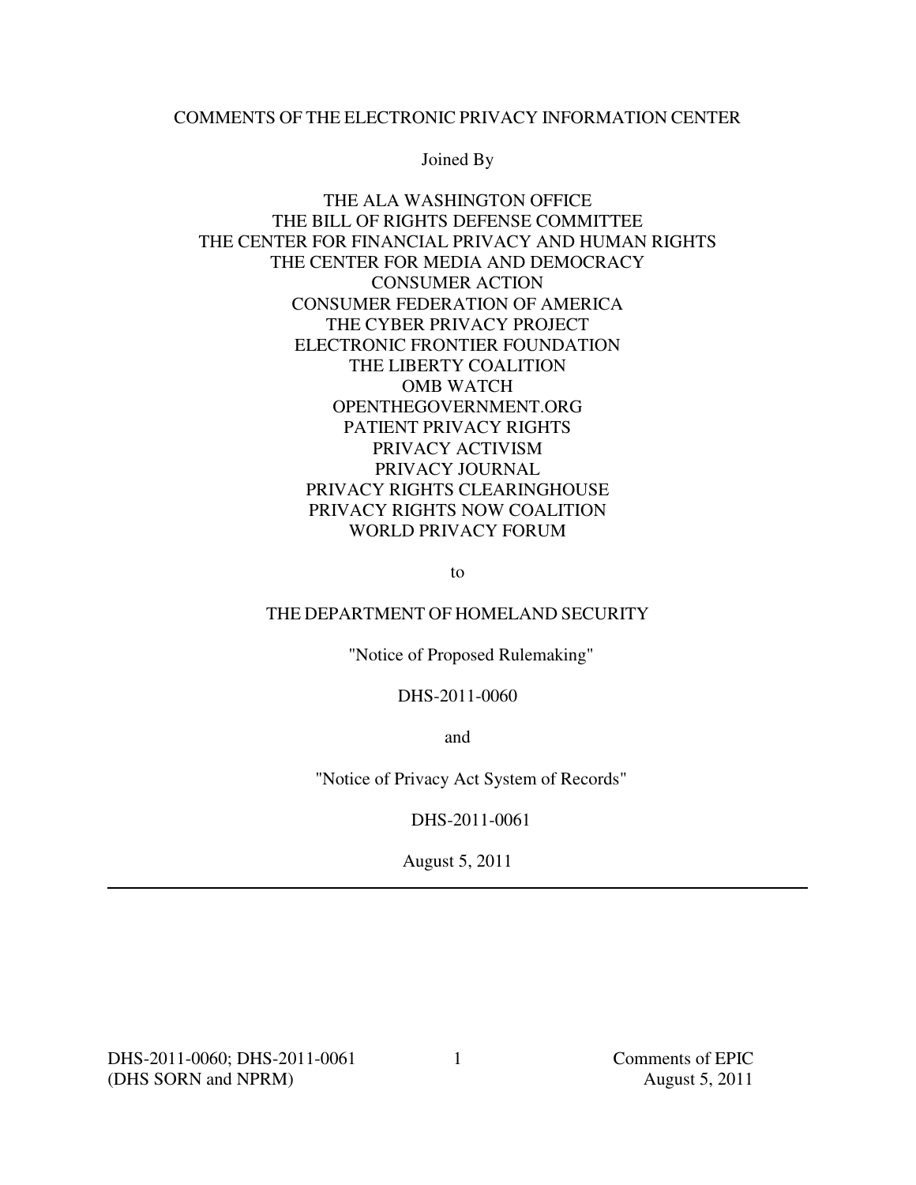COMMENTS OF THE ELECTRONIC PRIVACY INFORMATION CENTER

Joined By

THE ALA WASHINGTON OFFICE
THE BILL OF RIGHTS DEFENSE COMMITTEE
THE CENTER FOR FINANCIAL PRIVACY AND HUMAN RIGHTS
THE CENTER FOR MEDIA AND DEMOCRACY
CONSUMER ACTION
CONSUMER FEDERATION OF AMERICA
THE CYBER PRIVACY PROJECT
ELECTRONIC FRONTIER FOUNDATION
THE LIBERTY COALITION
OMB WATCH
OPENTHEGOVERNMENT.ORG
PATIENT PRIVACY RIGHTS
PRIVACY ACTIVISM
PRIVACY JOURNAL
PRIVACY RIGHTS CLEARINGHOUSE
PRIVACY RIGHTS NOW COALITION
WORLD PRIVACY FORUM

to

THE DEPARTMENT OF HOMELAND SECURITY

"Notice of Proposed Rulemaking"

DHS-2011-0060

and

"Notice of Privacy Act System of Records"

DHS-2011-0061

August 5, 2011

---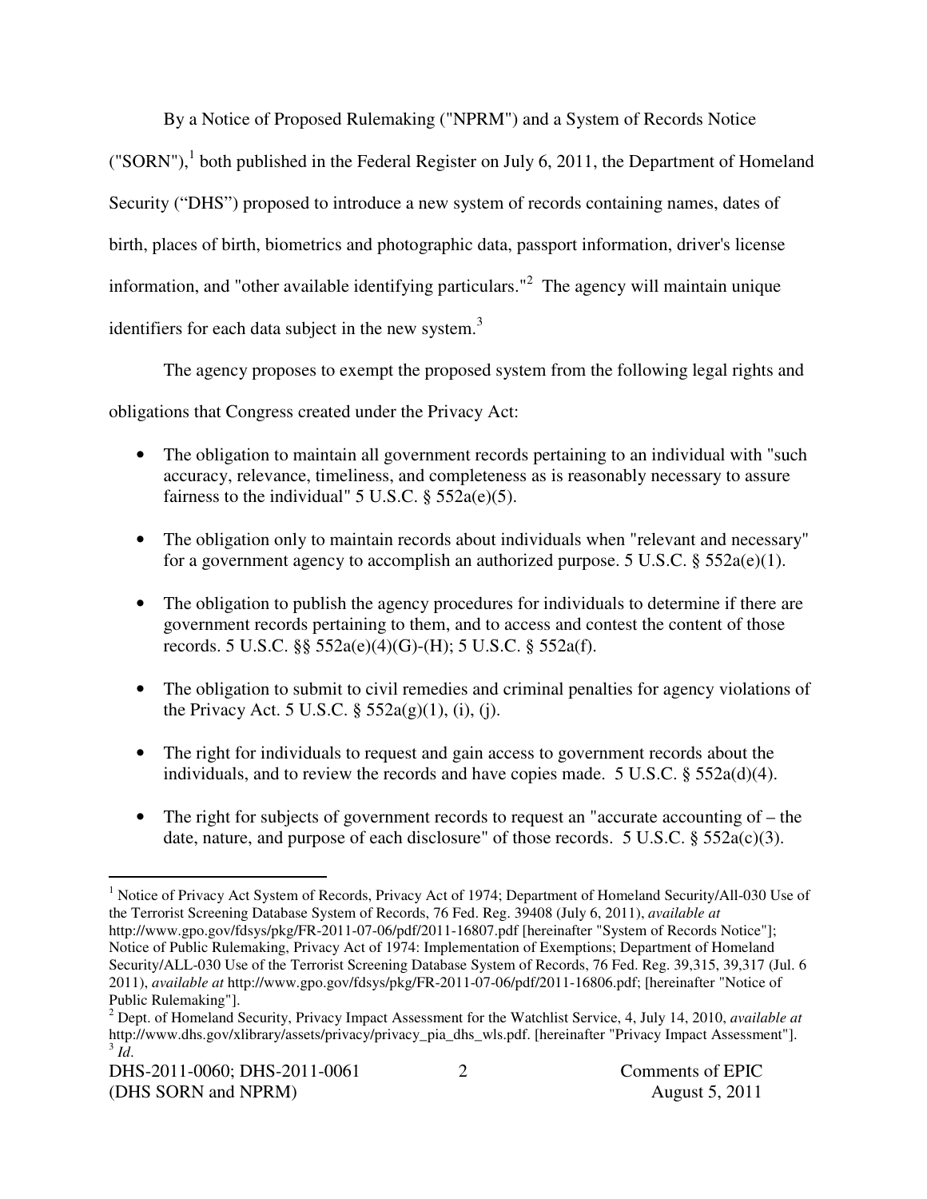By a Notice of Proposed Rulemaking ("NPRM") and a System of Records Notice ("SORN"),[1] both published in the Federal Register on July 6, 2011, the Department of Homeland Security ("DHS") proposed to introduce a new system of records containing names, dates of birth, places of birth, biometrics and photographic data, passport information, driver's license information, and "other available identifying particulars."[2] The agency will maintain unique identifiers for each data subject in the new system.[3]

The agency proposes to exempt the proposed system from the following legal rights and obligations that Congress created under the Privacy Act:

- The obligation to maintain all government records pertaining to an individual with "such accuracy, relevance, timeliness, and completeness as is reasonably necessary to assure fairness to the individual" 5 U.S.C. § 552a(e)(5).
- The obligation only to maintain records about individuals when "relevant and necessary" for a government agency to accomplish an authorized purpose. 5 U.S.C. § 552a(e)(1).
- The obligation to publish the agency procedures for individuals to determine if there are government records pertaining to them, and to access and contest the content of those records. 5 U.S.C. §§ 552a(e)(4)(G)-(H); 5 U.S.C. § 552a(f).
- The obligation to submit to civil remedies and criminal penalties for agency violations of the Privacy Act. 5 U.S.C. § 552a(g)(1), (i), (j).
- The right for individuals to request and gain access to government records about the individuals, and to review the records and have copies made. 5 U.S.C. § 552a(d)(4).
- The right for subjects of government records to request an "accurate accounting of – the date, nature, and purpose of each disclosure" of those records. 5 U.S.C. § 552a(c)(3).

---

[1] Notice of Privacy Act System of Records, Privacy Act of 1974; Department of Homeland Security/All-030 Use of the Terrorist Screening Database System of Records, 76 Fed. Reg. 39408 (July 6, 2011), *available at* http://www.gpo.gov/fdsys/pkg/FR-2011-07-06/pdf/2011-16807.pdf [hereinafter "System of Records Notice"]; Notice of Public Rulemaking, Privacy Act of 1974: Implementation of Exemptions; Department of Homeland Security/ALL-030 Use of the Terrorist Screening Database System of Records, 76 Fed. Reg. 39,315, 39,317 (Jul. 6 2011), *available at* http://www.gpo.gov/fdsys/pkg/FR-2011-07-06/pdf/2011-16806.pdf; [hereinafter "Notice of Public Rulemaking"].

[2] Dept. of Homeland Security, Privacy Impact Assessment for the Watchlist Service, 4, July 14, 2010, *available at* http://www.dhs.gov/xlibrary/assets/privacy/privacy_pia_dhs_wls.pdf. [hereinafter "Privacy Impact Assessment"].

[3] *Id*.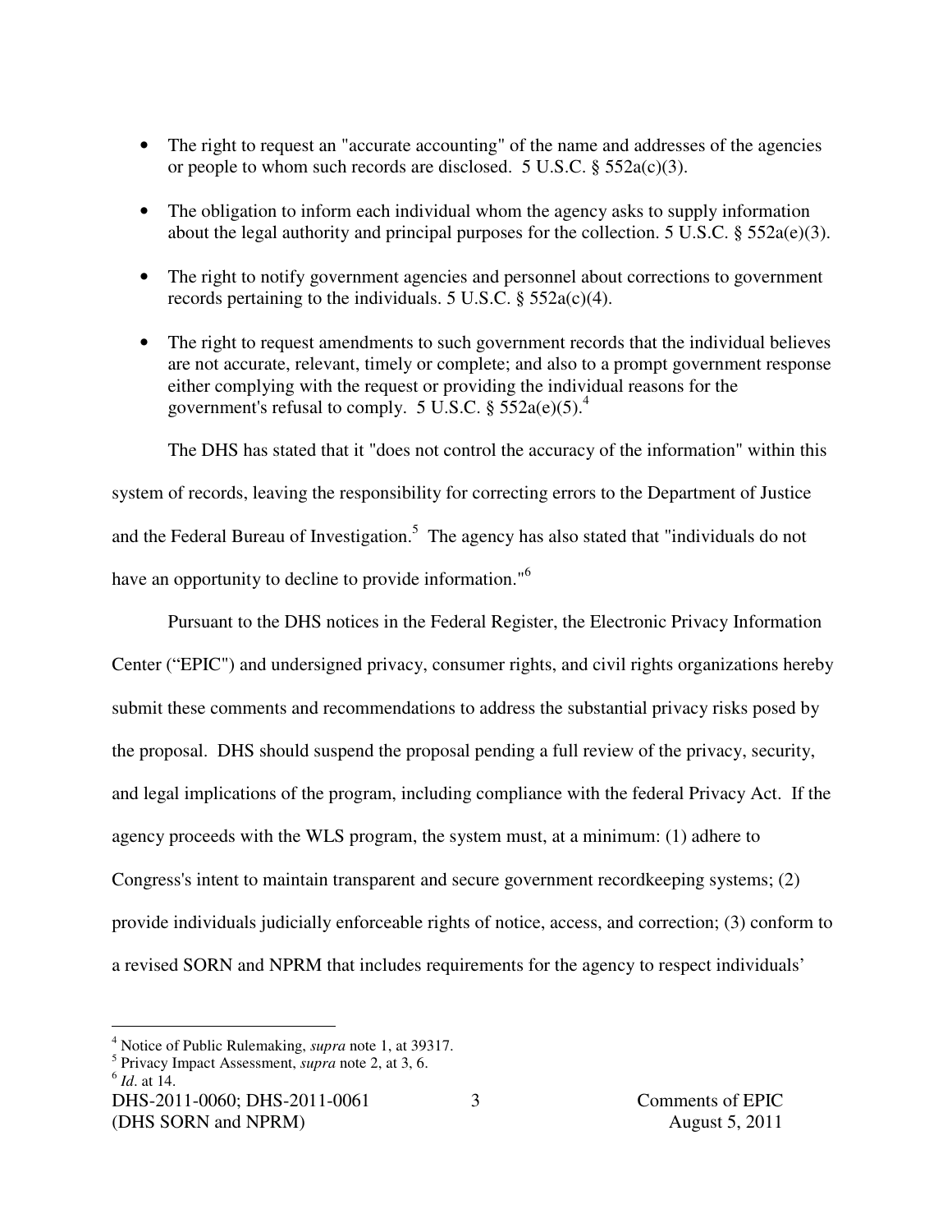- The right to request an "accurate accounting" of the name and addresses of the agencies or people to whom such records are disclosed. 5 U.S.C. § 552a(c)(3).
- The obligation to inform each individual whom the agency asks to supply information about the legal authority and principal purposes for the collection. 5 U.S.C. § 552a(e)(3).
- The right to notify government agencies and personnel about corrections to government records pertaining to the individuals. 5 U.S.C. § 552a(c)(4).
- The right to request amendments to such government records that the individual believes are not accurate, relevant, timely or complete; and also to a prompt government response either complying with the request or providing the individual reasons for the government's refusal to comply. 5 U.S.C. § 552a(e)(5).[4]

The DHS has stated that it "does not control the accuracy of the information" within this system of records, leaving the responsibility for correcting errors to the Department of Justice and the Federal Bureau of Investigation.[5] The agency has also stated that "individuals do not have an opportunity to decline to provide information."[6]

Pursuant to the DHS notices in the Federal Register, the Electronic Privacy Information Center ("EPIC") and undersigned privacy, consumer rights, and civil rights organizations hereby submit these comments and recommendations to address the substantial privacy risks posed by the proposal. DHS should suspend the proposal pending a full review of the privacy, security, and legal implications of the program, including compliance with the federal Privacy Act. If the agency proceeds with the WLS program, the system must, at a minimum: (1) adhere to Congress's intent to maintain transparent and secure government recordkeeping systems; (2) provide individuals judicially enforceable rights of notice, access, and correction; (3) conform to a revised SORN and NPRM that includes requirements for the agency to respect individuals'

---

[4] Notice of Public Rulemaking, *supra* note 1, at 39317.
[5] Privacy Impact Assessment, *supra* note 2, at 3, 6.
[6] *Id*. at 14.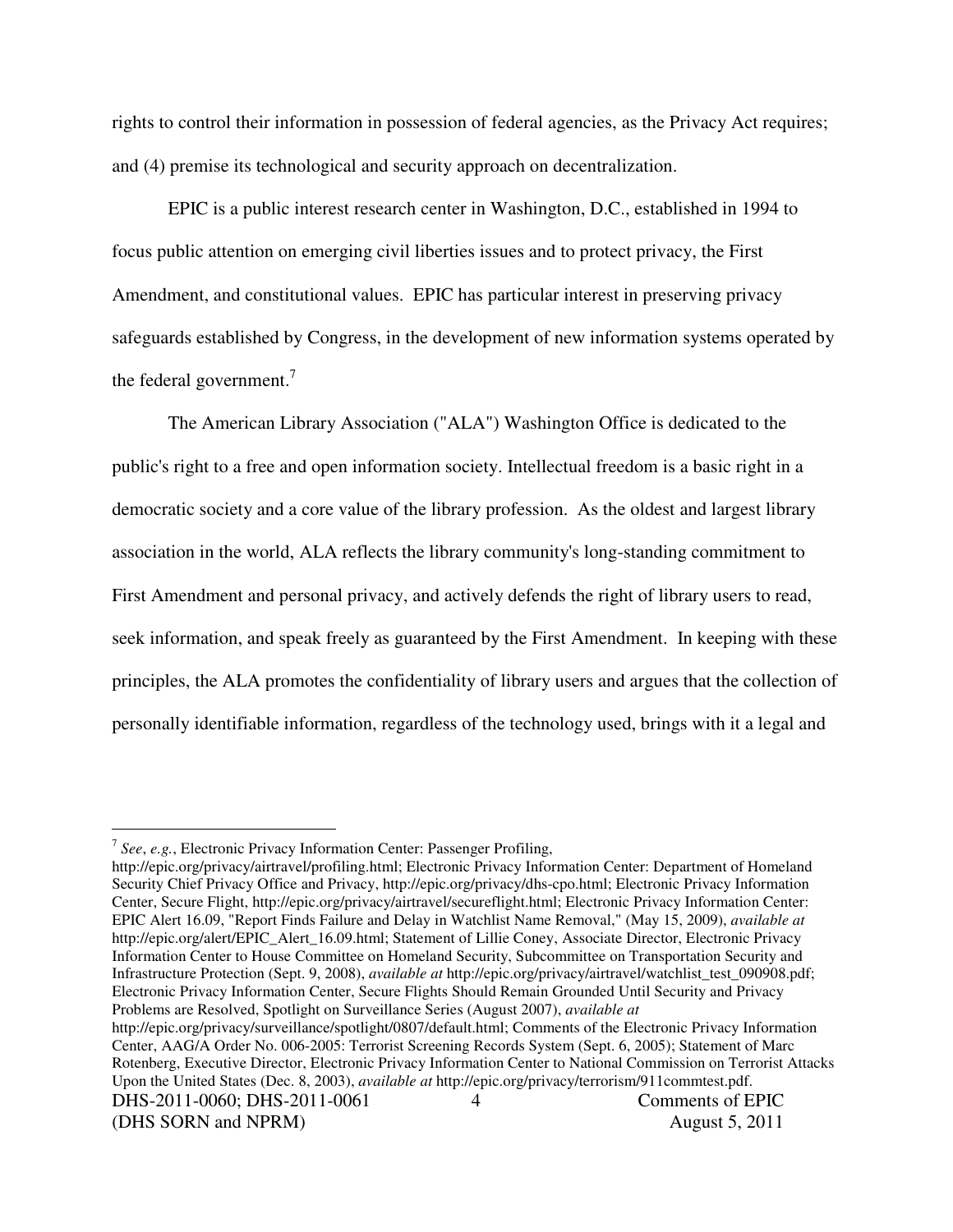rights to control their information in possession of federal agencies, as the Privacy Act requires; and (4) premise its technological and security approach on decentralization.

EPIC is a public interest research center in Washington, D.C., established in 1994 to focus public attention on emerging civil liberties issues and to protect privacy, the First Amendment, and constitutional values. EPIC has particular interest in preserving privacy safeguards established by Congress, in the development of new information systems operated by the federal government.[7]

The American Library Association ("ALA") Washington Office is dedicated to the public's right to a free and open information society. Intellectual freedom is a basic right in a democratic society and a core value of the library profession. As the oldest and largest library association in the world, ALA reflects the library community's long-standing commitment to First Amendment and personal privacy, and actively defends the right of library users to read, seek information, and speak freely as guaranteed by the First Amendment. In keeping with these principles, the ALA promotes the confidentiality of library users and argues that the collection of personally identifiable information, regardless of the technology used, brings with it a legal and

---

[7] *See*, *e.g.*, Electronic Privacy Information Center: Passenger Profiling, http://epic.org/privacy/airtravel/profiling.html; Electronic Privacy Information Center: Department of Homeland Security Chief Privacy Office and Privacy, http://epic.org/privacy/dhs-cpo.html; Electronic Privacy Information Center, Secure Flight, http://epic.org/privacy/airtravel/secureflight.html; Electronic Privacy Information Center: EPIC Alert 16.09, "Report Finds Failure and Delay in Watchlist Name Removal," (May 15, 2009), *available at* http://epic.org/alert/EPIC_Alert_16.09.html; Statement of Lillie Coney, Associate Director, Electronic Privacy Information Center to House Committee on Homeland Security, Subcommittee on Transportation Security and Infrastructure Protection (Sept. 9, 2008), *available at* http://epic.org/privacy/airtravel/watchlist_test_090908.pdf; Electronic Privacy Information Center, Secure Flights Should Remain Grounded Until Security and Privacy Problems are Resolved, Spotlight on Surveillance Series (August 2007), *available at* http://epic.org/privacy/surveillance/spotlight/0807/default.html; Comments of the Electronic Privacy Information Center, AAG/A Order No. 006-2005: Terrorist Screening Records System (Sept. 6, 2005); Statement of Marc Rotenberg, Executive Director, Electronic Privacy Information Center to National Commission on Terrorist Attacks Upon the United States (Dec. 8, 2003), *available at* http://epic.org/privacy/terrorism/911commtest.pdf.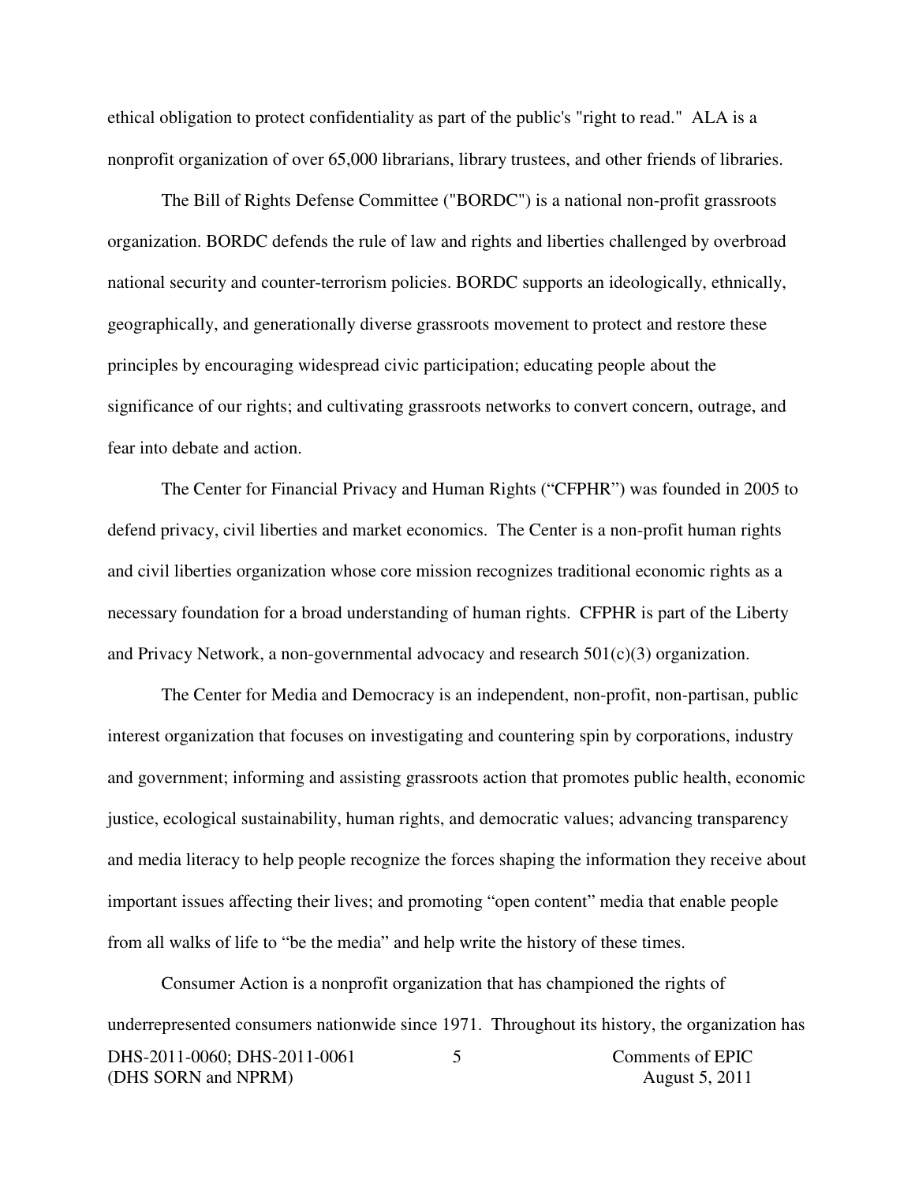ethical obligation to protect confidentiality as part of the public's "right to read." ALA is a nonprofit organization of over 65,000 librarians, library trustees, and other friends of libraries.

The Bill of Rights Defense Committee ("BORDC") is a national non-profit grassroots organization. BORDC defends the rule of law and rights and liberties challenged by overbroad national security and counter-terrorism policies. BORDC supports an ideologically, ethnically, geographically, and generationally diverse grassroots movement to protect and restore these principles by encouraging widespread civic participation; educating people about the significance of our rights; and cultivating grassroots networks to convert concern, outrage, and fear into debate and action.

The Center for Financial Privacy and Human Rights ("CFPHR") was founded in 2005 to defend privacy, civil liberties and market economics. The Center is a non-profit human rights and civil liberties organization whose core mission recognizes traditional economic rights as a necessary foundation for a broad understanding of human rights. CFPHR is part of the Liberty and Privacy Network, a non-governmental advocacy and research 501(c)(3) organization.

The Center for Media and Democracy is an independent, non-profit, non-partisan, public interest organization that focuses on investigating and countering spin by corporations, industry and government; informing and assisting grassroots action that promotes public health, economic justice, ecological sustainability, human rights, and democratic values; advancing transparency and media literacy to help people recognize the forces shaping the information they receive about important issues affecting their lives; and promoting "open content" media that enable people from all walks of life to "be the media" and help write the history of these times.

Consumer Action is a nonprofit organization that has championed the rights of underrepresented consumers nationwide since 1971. Throughout its history, the organization has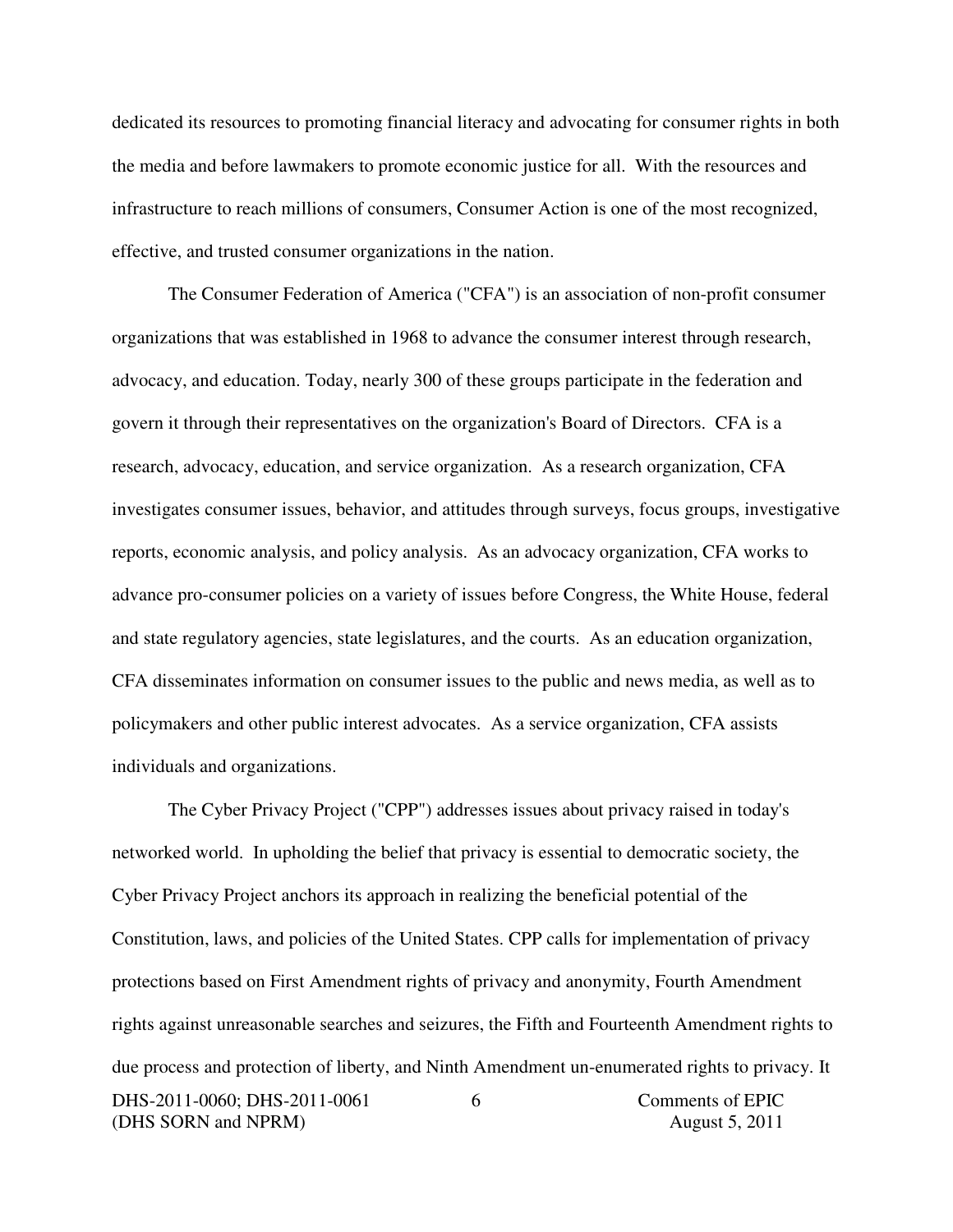dedicated its resources to promoting financial literacy and advocating for consumer rights in both the media and before lawmakers to promote economic justice for all. With the resources and infrastructure to reach millions of consumers, Consumer Action is one of the most recognized, effective, and trusted consumer organizations in the nation.

The Consumer Federation of America ("CFA") is an association of non-profit consumer organizations that was established in 1968 to advance the consumer interest through research, advocacy, and education. Today, nearly 300 of these groups participate in the federation and govern it through their representatives on the organization's Board of Directors. CFA is a research, advocacy, education, and service organization. As a research organization, CFA investigates consumer issues, behavior, and attitudes through surveys, focus groups, investigative reports, economic analysis, and policy analysis. As an advocacy organization, CFA works to advance pro-consumer policies on a variety of issues before Congress, the White House, federal and state regulatory agencies, state legislatures, and the courts. As an education organization, CFA disseminates information on consumer issues to the public and news media, as well as to policymakers and other public interest advocates. As a service organization, CFA assists individuals and organizations.

The Cyber Privacy Project ("CPP") addresses issues about privacy raised in today's networked world. In upholding the belief that privacy is essential to democratic society, the Cyber Privacy Project anchors its approach in realizing the beneficial potential of the Constitution, laws, and policies of the United States. CPP calls for implementation of privacy protections based on First Amendment rights of privacy and anonymity, Fourth Amendment rights against unreasonable searches and seizures, the Fifth and Fourteenth Amendment rights to due process and protection of liberty, and Ninth Amendment un-enumerated rights to privacy. It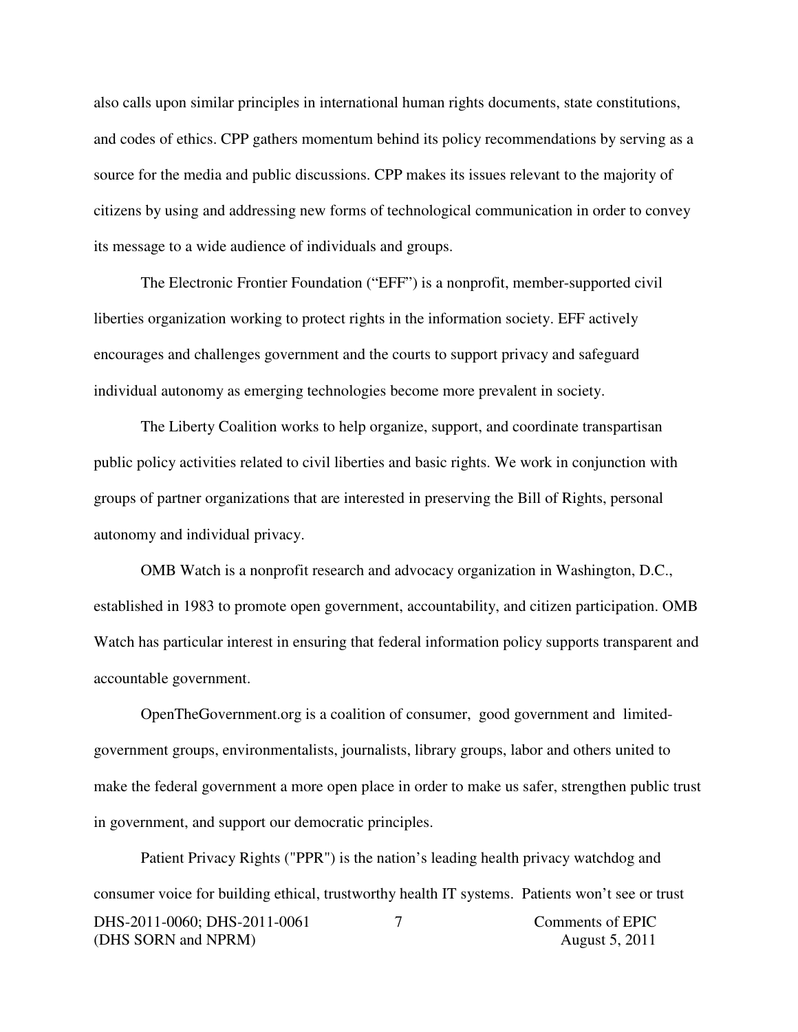also calls upon similar principles in international human rights documents, state constitutions, and codes of ethics. CPP gathers momentum behind its policy recommendations by serving as a source for the media and public discussions. CPP makes its issues relevant to the majority of citizens by using and addressing new forms of technological communication in order to convey its message to a wide audience of individuals and groups.

The Electronic Frontier Foundation ("EFF") is a nonprofit, member-supported civil liberties organization working to protect rights in the information society. EFF actively encourages and challenges government and the courts to support privacy and safeguard individual autonomy as emerging technologies become more prevalent in society.

The Liberty Coalition works to help organize, support, and coordinate transpartisan public policy activities related to civil liberties and basic rights. We work in conjunction with groups of partner organizations that are interested in preserving the Bill of Rights, personal autonomy and individual privacy.

OMB Watch is a nonprofit research and advocacy organization in Washington, D.C., established in 1983 to promote open government, accountability, and citizen participation. OMB Watch has particular interest in ensuring that federal information policy supports transparent and accountable government.

OpenTheGovernment.org is a coalition of consumer, good government and limited-government groups, environmentalists, journalists, library groups, labor and others united to make the federal government a more open place in order to make us safer, strengthen public trust in government, and support our democratic principles.

Patient Privacy Rights ("PPR") is the nation's leading health privacy watchdog and consumer voice for building ethical, trustworthy health IT systems. Patients won't see or trust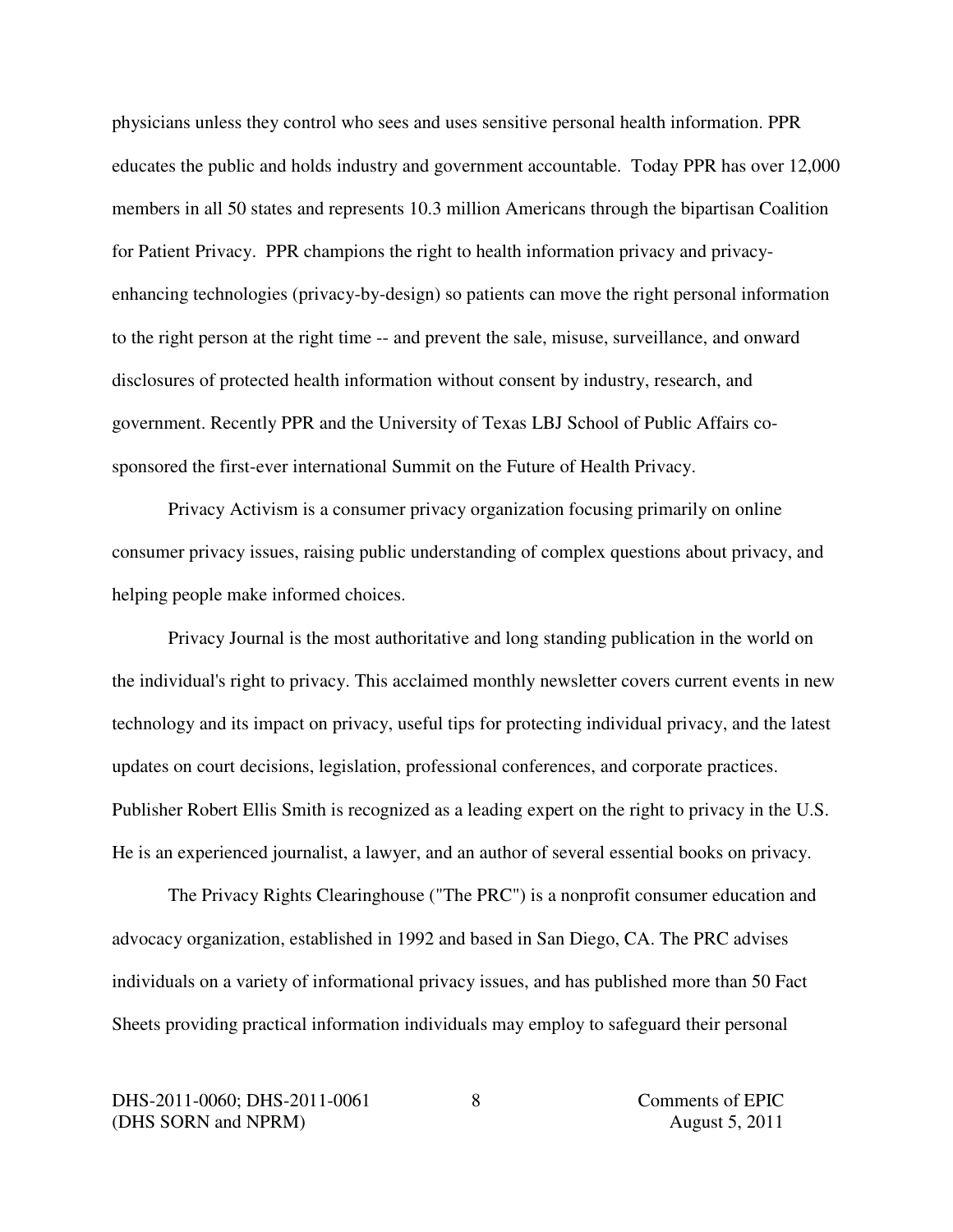physicians unless they control who sees and uses sensitive personal health information. PPR educates the public and holds industry and government accountable. Today PPR has over 12,000 members in all 50 states and represents 10.3 million Americans through the bipartisan Coalition for Patient Privacy. PPR champions the right to health information privacy and privacy-enhancing technologies (privacy-by-design) so patients can move the right personal information to the right person at the right time -- and prevent the sale, misuse, surveillance, and onward disclosures of protected health information without consent by industry, research, and government. Recently PPR and the University of Texas LBJ School of Public Affairs co-sponsored the first-ever international Summit on the Future of Health Privacy.

Privacy Activism is a consumer privacy organization focusing primarily on online consumer privacy issues, raising public understanding of complex questions about privacy, and helping people make informed choices.

Privacy Journal is the most authoritative and long standing publication in the world on the individual's right to privacy. This acclaimed monthly newsletter covers current events in new technology and its impact on privacy, useful tips for protecting individual privacy, and the latest updates on court decisions, legislation, professional conferences, and corporate practices. Publisher Robert Ellis Smith is recognized as a leading expert on the right to privacy in the U.S. He is an experienced journalist, a lawyer, and an author of several essential books on privacy.

The Privacy Rights Clearinghouse ("The PRC") is a nonprofit consumer education and advocacy organization, established in 1992 and based in San Diego, CA. The PRC advises individuals on a variety of informational privacy issues, and has published more than 50 Fact Sheets providing practical information individuals may employ to safeguard their personal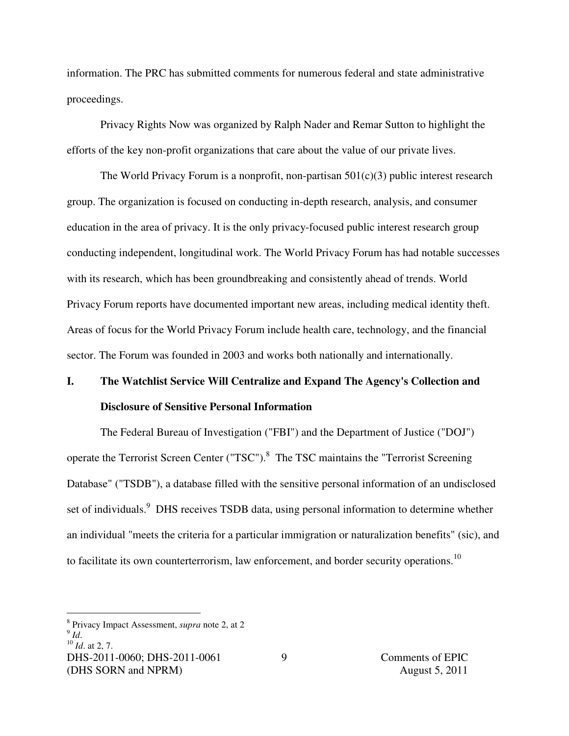information. The PRC has submitted comments for numerous federal and state administrative proceedings.

Privacy Rights Now was organized by Ralph Nader and Remar Sutton to highlight the efforts of the key non-profit organizations that care about the value of our private lives.

The World Privacy Forum is a nonprofit, non-partisan 501(c)(3) public interest research group. The organization is focused on conducting in-depth research, analysis, and consumer education in the area of privacy. It is the only privacy-focused public interest research group conducting independent, longitudinal work. The World Privacy Forum has had notable successes with its research, which has been groundbreaking and consistently ahead of trends. World Privacy Forum reports have documented important new areas, including medical identity theft. Areas of focus for the World Privacy Forum include health care, technology, and the financial sector. The Forum was founded in 2003 and works both nationally and internationally.

## I. The Watchlist Service Will Centralize and Expand The Agency's Collection and Disclosure of Sensitive Personal Information

The Federal Bureau of Investigation ("FBI") and the Department of Justice ("DOJ") operate the Terrorist Screen Center ("TSC").[8] The TSC maintains the "Terrorist Screening Database" ("TSDB"), a database filled with the sensitive personal information of an undisclosed set of individuals.[9] DHS receives TSDB data, using personal information to determine whether an individual "meets the criteria for a particular immigration or naturalization benefits" (sic), and to facilitate its own counterterrorism, law enforcement, and border security operations.[10]

---

[8] Privacy Impact Assessment, *supra* note 2, at 2
[9] *Id*.
[10] *Id*. at 2, 7.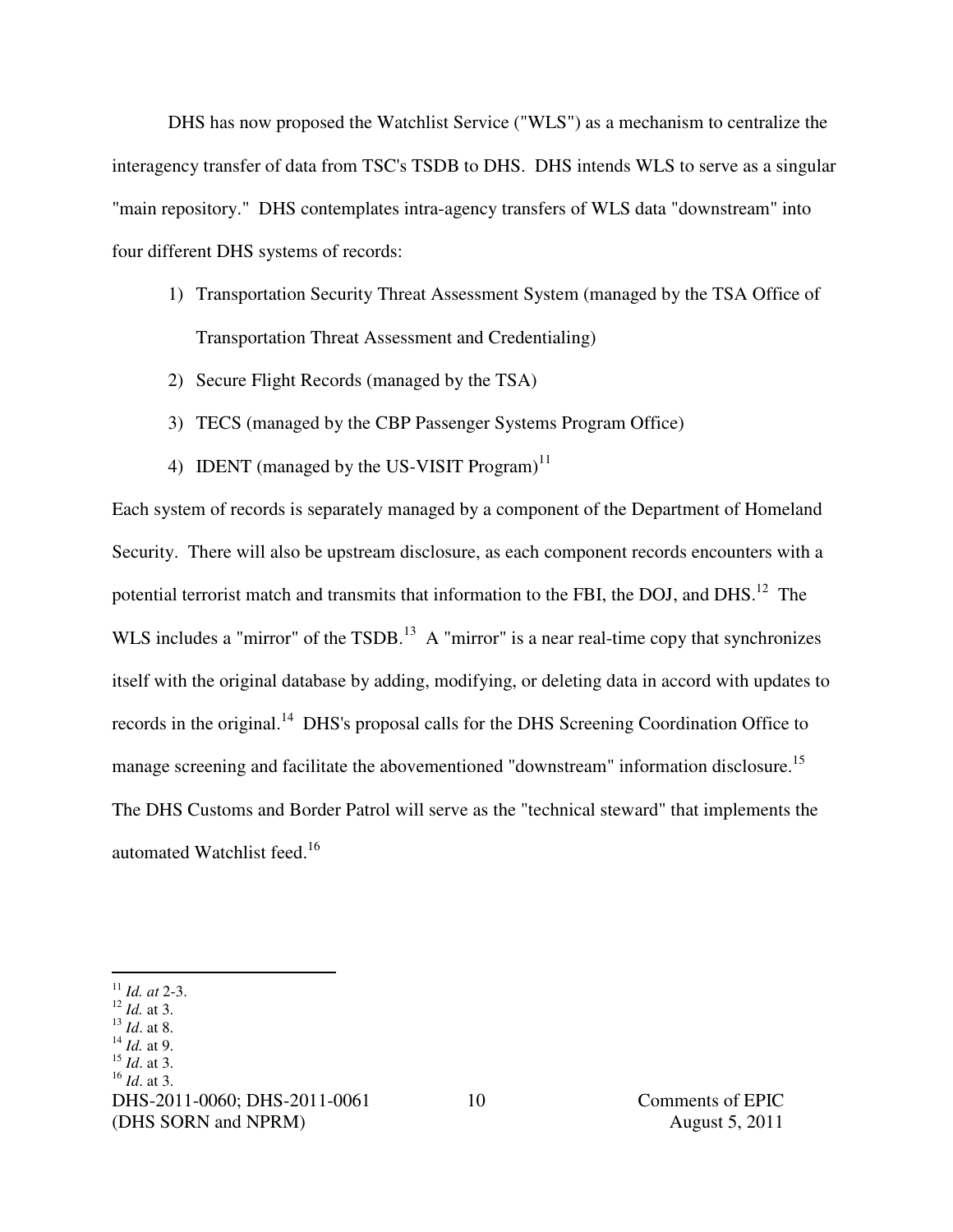DHS has now proposed the Watchlist Service ("WLS") as a mechanism to centralize the interagency transfer of data from TSC's TSDB to DHS. DHS intends WLS to serve as a singular "main repository." DHS contemplates intra-agency transfers of WLS data "downstream" into four different DHS systems of records:

1) Transportation Security Threat Assessment System (managed by the TSA Office of Transportation Threat Assessment and Credentialing)
2) Secure Flight Records (managed by the TSA)
3) TECS (managed by the CBP Passenger Systems Program Office)
4) IDENT (managed by the US-VISIT Program)[11]

Each system of records is separately managed by a component of the Department of Homeland Security. There will also be upstream disclosure, as each component records encounters with a potential terrorist match and transmits that information to the FBI, the DOJ, and DHS.[12] The WLS includes a "mirror" of the TSDB.[13] A "mirror" is a near real-time copy that synchronizes itself with the original database by adding, modifying, or deleting data in accord with updates to records in the original.[14] DHS's proposal calls for the DHS Screening Coordination Office to manage screening and facilitate the abovementioned "downstream" information disclosure.[15] The DHS Customs and Border Patrol will serve as the "technical steward" that implements the automated Watchlist feed.[16]

---

[11] *Id. at* 2-3.
[12] *Id.* at 3.
[13] *Id*. at 8.
[14] *Id.* at 9.
[15] *Id*. at 3.
[16] *Id*. at 3.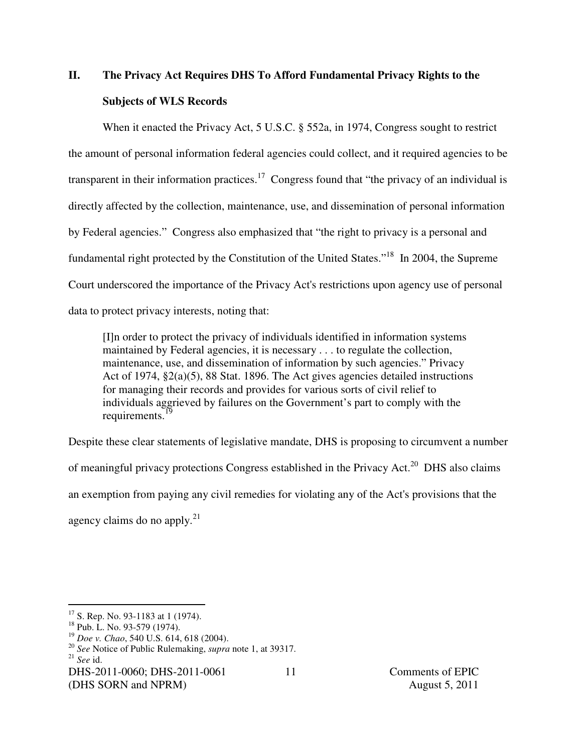## II. The Privacy Act Requires DHS To Afford Fundamental Privacy Rights to the Subjects of WLS Records

When it enacted the Privacy Act, 5 U.S.C. § 552a, in 1974, Congress sought to restrict the amount of personal information federal agencies could collect, and it required agencies to be transparent in their information practices.[17] Congress found that "the privacy of an individual is directly affected by the collection, maintenance, use, and dissemination of personal information by Federal agencies." Congress also emphasized that "the right to privacy is a personal and fundamental right protected by the Constitution of the United States."[18] In 2004, the Supreme Court underscored the importance of the Privacy Act's restrictions upon agency use of personal data to protect privacy interests, noting that:

> [I]n order to protect the privacy of individuals identified in information systems maintained by Federal agencies, it is necessary . . . to regulate the collection, maintenance, use, and dissemination of information by such agencies." Privacy Act of 1974, §2(a)(5), 88 Stat. 1896. The Act gives agencies detailed instructions for managing their records and provides for various sorts of civil relief to individuals aggrieved by failures on the Government's part to comply with the requirements.[19]

Despite these clear statements of legislative mandate, DHS is proposing to circumvent a number of meaningful privacy protections Congress established in the Privacy Act.[20] DHS also claims an exemption from paying any civil remedies for violating any of the Act's provisions that the agency claims do no apply.[21]

---

[17] S. Rep. No. 93-1183 at 1 (1974).
[18] Pub. L. No. 93-579 (1974).
[19] *Doe v. Chao*, 540 U.S. 614, 618 (2004).
[20] *See* Notice of Public Rulemaking, *supra* note 1, at 39317.
[21] *See* id.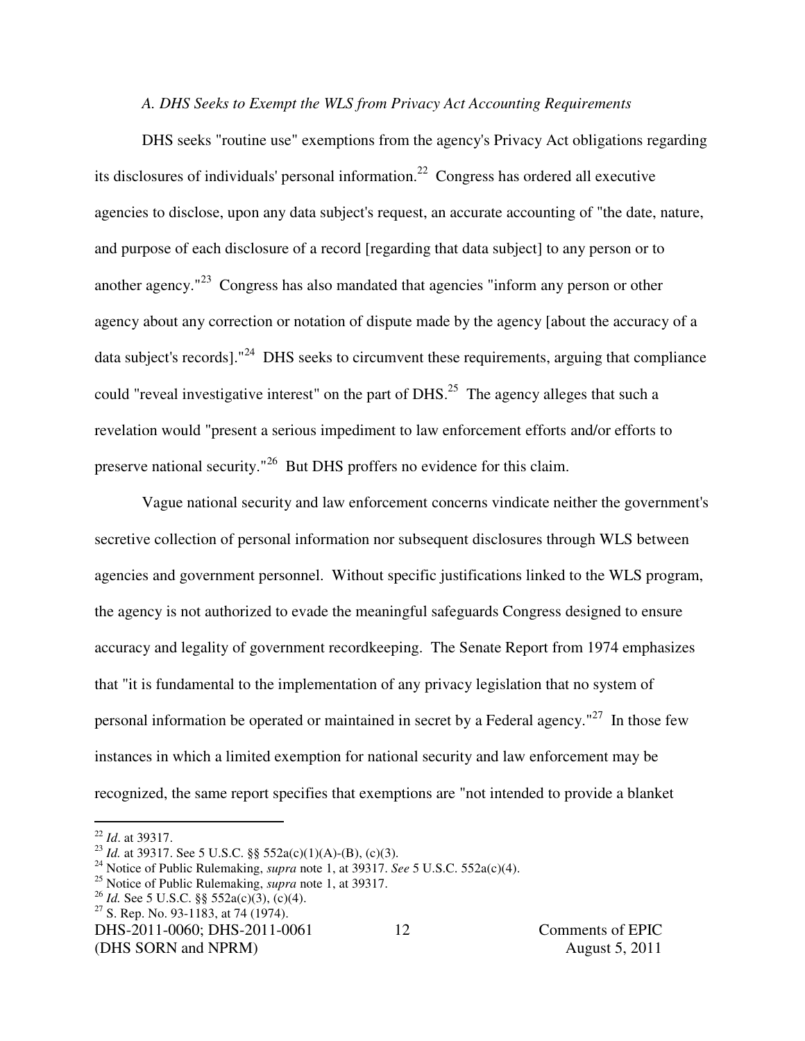*A. DHS Seeks to Exempt the WLS from Privacy Act Accounting Requirements*

DHS seeks "routine use" exemptions from the agency's Privacy Act obligations regarding its disclosures of individuals' personal information.[22] Congress has ordered all executive agencies to disclose, upon any data subject's request, an accurate accounting of "the date, nature, and purpose of each disclosure of a record [regarding that data subject] to any person or to another agency."[23] Congress has also mandated that agencies "inform any person or other agency about any correction or notation of dispute made by the agency [about the accuracy of a data subject's records]."[24] DHS seeks to circumvent these requirements, arguing that compliance could "reveal investigative interest" on the part of DHS.[25] The agency alleges that such a revelation would "present a serious impediment to law enforcement efforts and/or efforts to preserve national security."[26] But DHS proffers no evidence for this claim.

Vague national security and law enforcement concerns vindicate neither the government's secretive collection of personal information nor subsequent disclosures through WLS between agencies and government personnel. Without specific justifications linked to the WLS program, the agency is not authorized to evade the meaningful safeguards Congress designed to ensure accuracy and legality of government recordkeeping. The Senate Report from 1974 emphasizes that "it is fundamental to the implementation of any privacy legislation that no system of personal information be operated or maintained in secret by a Federal agency."[27] In those few instances in which a limited exemption for national security and law enforcement may be recognized, the same report specifies that exemptions are "not intended to provide a blanket

---

[22] *Id*. at 39317.

[23] *Id.* at 39317. See 5 U.S.C. §§ 552a(c)(1)(A)-(B), (c)(3).

[24] Notice of Public Rulemaking, *supra* note 1, at 39317. *See* 5 U.S.C. 552a(c)(4).

[25] Notice of Public Rulemaking, *supra* note 1, at 39317.

[26] *Id.* See 5 U.S.C. §§ 552a(c)(3), (c)(4).

[27] S. Rep. No. 93-1183, at 74 (1974).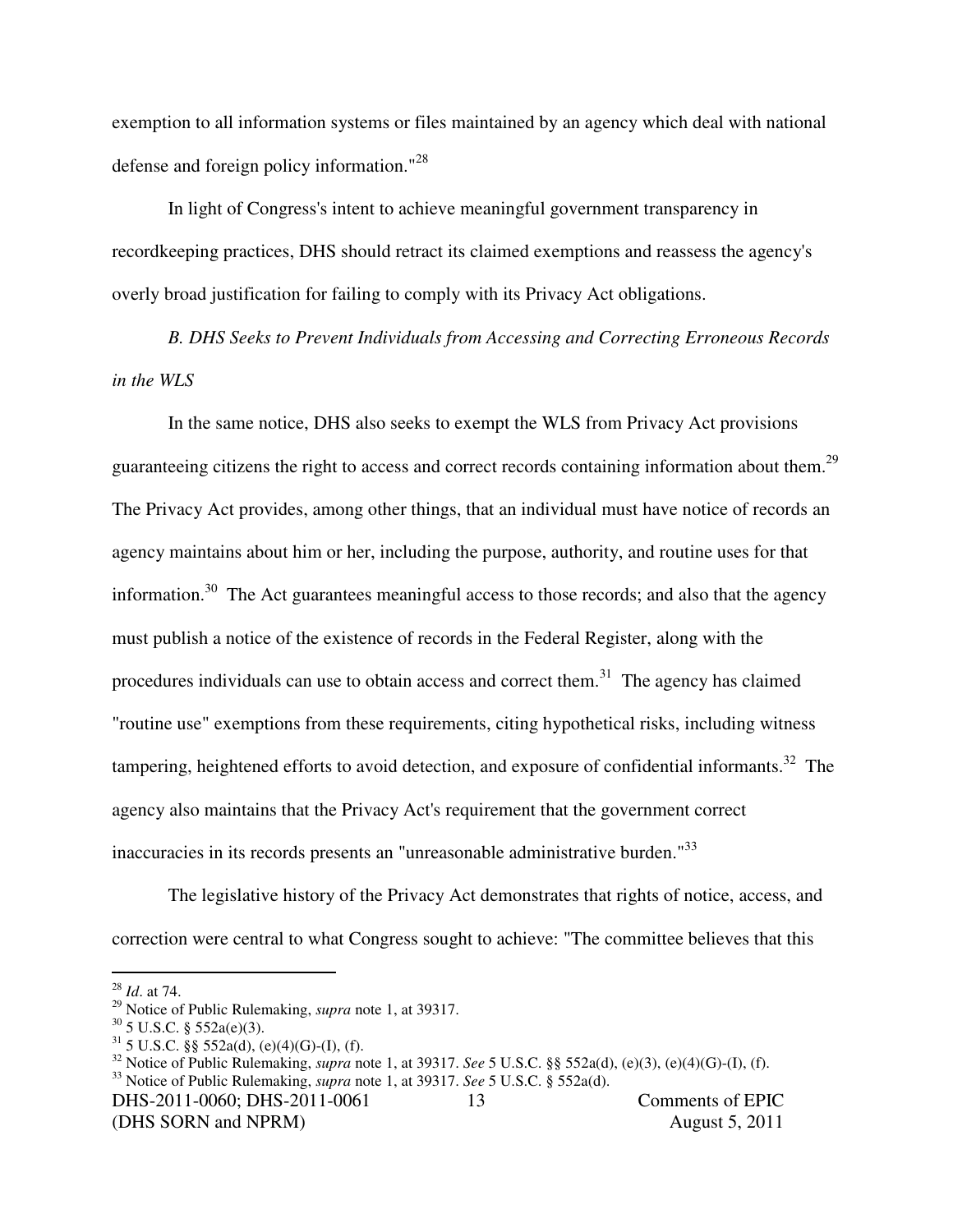exemption to all information systems or files maintained by an agency which deal with national defense and foreign policy information."[28]

In light of Congress's intent to achieve meaningful government transparency in recordkeeping practices, DHS should retract its claimed exemptions and reassess the agency's overly broad justification for failing to comply with its Privacy Act obligations.

*B. DHS Seeks to Prevent Individuals from Accessing and Correcting Erroneous Records in the WLS*

In the same notice, DHS also seeks to exempt the WLS from Privacy Act provisions guaranteeing citizens the right to access and correct records containing information about them.[29] The Privacy Act provides, among other things, that an individual must have notice of records an agency maintains about him or her, including the purpose, authority, and routine uses for that information.[30] The Act guarantees meaningful access to those records; and also that the agency must publish a notice of the existence of records in the Federal Register, along with the procedures individuals can use to obtain access and correct them.[31] The agency has claimed "routine use" exemptions from these requirements, citing hypothetical risks, including witness tampering, heightened efforts to avoid detection, and exposure of confidential informants.[32] The agency also maintains that the Privacy Act's requirement that the government correct inaccuracies in its records presents an "unreasonable administrative burden."[33]

The legislative history of the Privacy Act demonstrates that rights of notice, access, and correction were central to what Congress sought to achieve: "The committee believes that this

---

[28] *Id*. at 74.

[29] Notice of Public Rulemaking, *supra* note 1, at 39317.

[30] 5 U.S.C. § 552a(e)(3).

[31] 5 U.S.C. §§ 552a(d), (e)(4)(G)-(I), (f).

[32] Notice of Public Rulemaking, *supra* note 1, at 39317. *See* 5 U.S.C. §§ 552a(d), (e)(3), (e)(4)(G)-(I), (f).

[33] Notice of Public Rulemaking, *supra* note 1, at 39317. *See* 5 U.S.C. § 552a(d).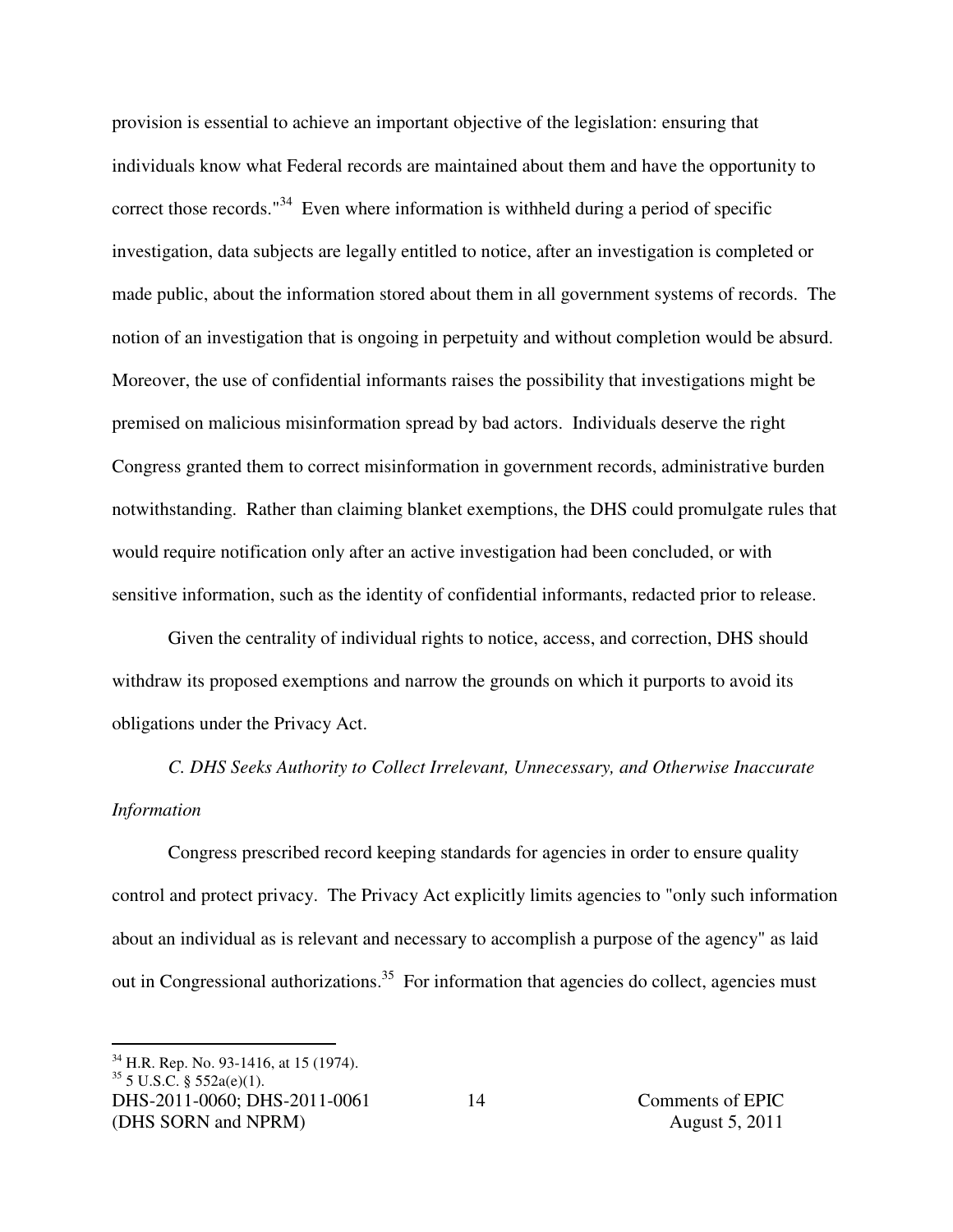provision is essential to achieve an important objective of the legislation: ensuring that individuals know what Federal records are maintained about them and have the opportunity to correct those records."[34] Even where information is withheld during a period of specific investigation, data subjects are legally entitled to notice, after an investigation is completed or made public, about the information stored about them in all government systems of records. The notion of an investigation that is ongoing in perpetuity and without completion would be absurd. Moreover, the use of confidential informants raises the possibility that investigations might be premised on malicious misinformation spread by bad actors. Individuals deserve the right Congress granted them to correct misinformation in government records, administrative burden notwithstanding. Rather than claiming blanket exemptions, the DHS could promulgate rules that would require notification only after an active investigation had been concluded, or with sensitive information, such as the identity of confidential informants, redacted prior to release.

Given the centrality of individual rights to notice, access, and correction, DHS should withdraw its proposed exemptions and narrow the grounds on which it purports to avoid its obligations under the Privacy Act.

*C. DHS Seeks Authority to Collect Irrelevant, Unnecessary, and Otherwise Inaccurate Information*

Congress prescribed record keeping standards for agencies in order to ensure quality control and protect privacy. The Privacy Act explicitly limits agencies to "only such information about an individual as is relevant and necessary to accomplish a purpose of the agency" as laid out in Congressional authorizations.[35] For information that agencies do collect, agencies must

[34] H.R. Rep. No. 93-1416, at 15 (1974).
[35] 5 U.S.C. § 552a(e)(1).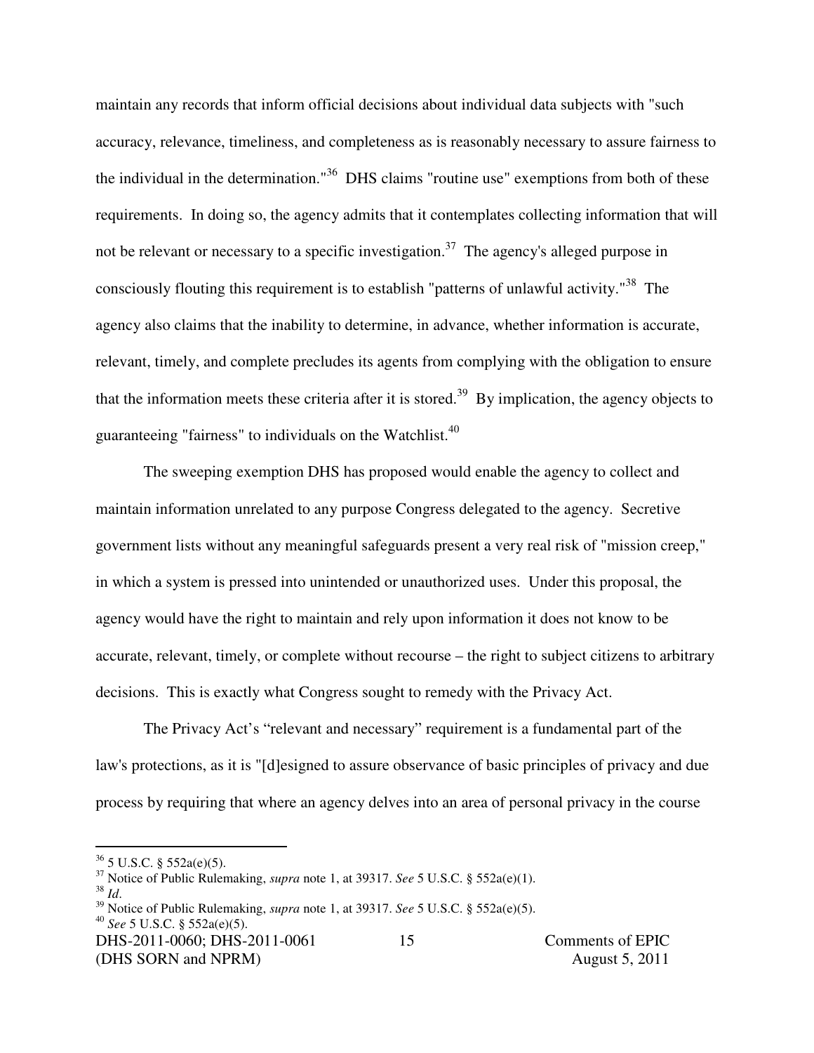maintain any records that inform official decisions about individual data subjects with "such accuracy, relevance, timeliness, and completeness as is reasonably necessary to assure fairness to the individual in the determination."[36] DHS claims "routine use" exemptions from both of these requirements. In doing so, the agency admits that it contemplates collecting information that will not be relevant or necessary to a specific investigation.[37] The agency's alleged purpose in consciously flouting this requirement is to establish "patterns of unlawful activity."[38] The agency also claims that the inability to determine, in advance, whether information is accurate, relevant, timely, and complete precludes its agents from complying with the obligation to ensure that the information meets these criteria after it is stored.[39] By implication, the agency objects to guaranteeing "fairness" to individuals on the Watchlist.[40]

The sweeping exemption DHS has proposed would enable the agency to collect and maintain information unrelated to any purpose Congress delegated to the agency. Secretive government lists without any meaningful safeguards present a very real risk of "mission creep," in which a system is pressed into unintended or unauthorized uses. Under this proposal, the agency would have the right to maintain and rely upon information it does not know to be accurate, relevant, timely, or complete without recourse – the right to subject citizens to arbitrary decisions. This is exactly what Congress sought to remedy with the Privacy Act.

The Privacy Act's "relevant and necessary" requirement is a fundamental part of the law's protections, as it is "[d]esigned to assure observance of basic principles of privacy and due process by requiring that where an agency delves into an area of personal privacy in the course

---

[36] 5 U.S.C. § 552a(e)(5).

[37] Notice of Public Rulemaking, *supra* note 1, at 39317. *See* 5 U.S.C. § 552a(e)(1).

[38] *Id*.

[39] Notice of Public Rulemaking, *supra* note 1, at 39317. *See* 5 U.S.C. § 552a(e)(5).

[40] *See* 5 U.S.C. § 552a(e)(5).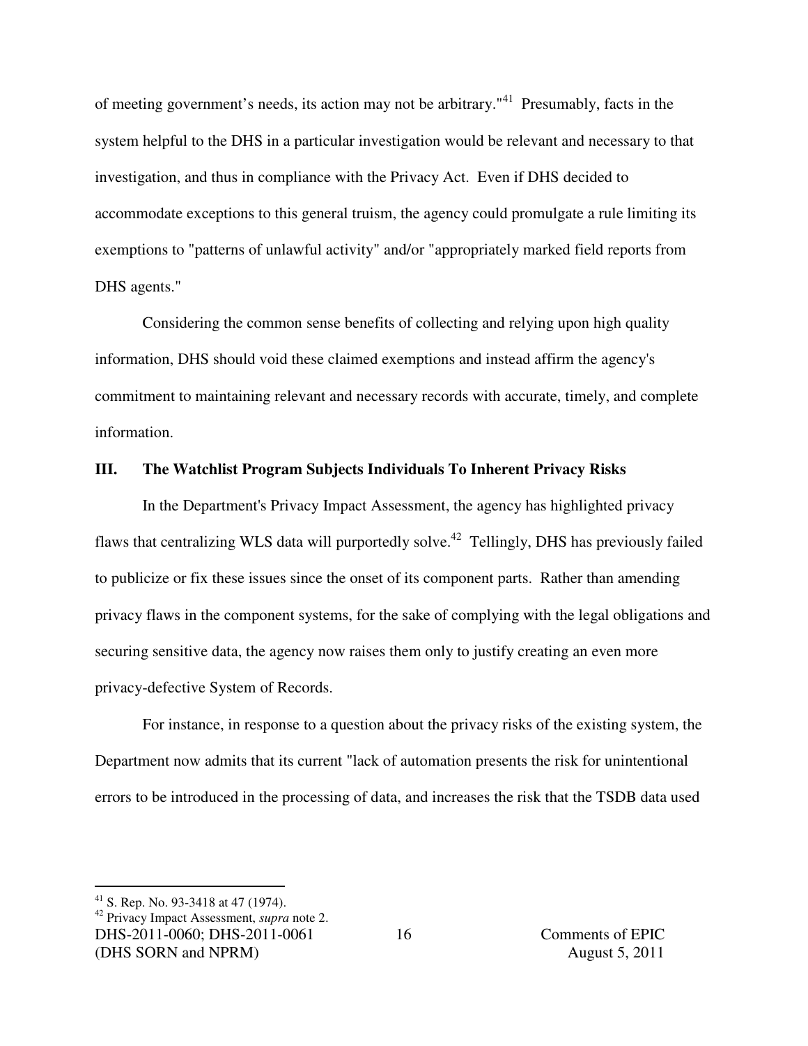of meeting government's needs, its action may not be arbitrary."[41] Presumably, facts in the system helpful to the DHS in a particular investigation would be relevant and necessary to that investigation, and thus in compliance with the Privacy Act. Even if DHS decided to accommodate exceptions to this general truism, the agency could promulgate a rule limiting its exemptions to "patterns of unlawful activity" and/or "appropriately marked field reports from DHS agents."

Considering the common sense benefits of collecting and relying upon high quality information, DHS should void these claimed exemptions and instead affirm the agency's commitment to maintaining relevant and necessary records with accurate, timely, and complete information.

## III. The Watchlist Program Subjects Individuals To Inherent Privacy Risks

In the Department's Privacy Impact Assessment, the agency has highlighted privacy flaws that centralizing WLS data will purportedly solve.[42] Tellingly, DHS has previously failed to publicize or fix these issues since the onset of its component parts. Rather than amending privacy flaws in the component systems, for the sake of complying with the legal obligations and securing sensitive data, the agency now raises them only to justify creating an even more privacy-defective System of Records.

For instance, in response to a question about the privacy risks of the existing system, the Department now admits that its current "lack of automation presents the risk for unintentional errors to be introduced in the processing of data, and increases the risk that the TSDB data used

---

[41] S. Rep. No. 93-3418 at 47 (1974).

[42] Privacy Impact Assessment, *supra* note 2.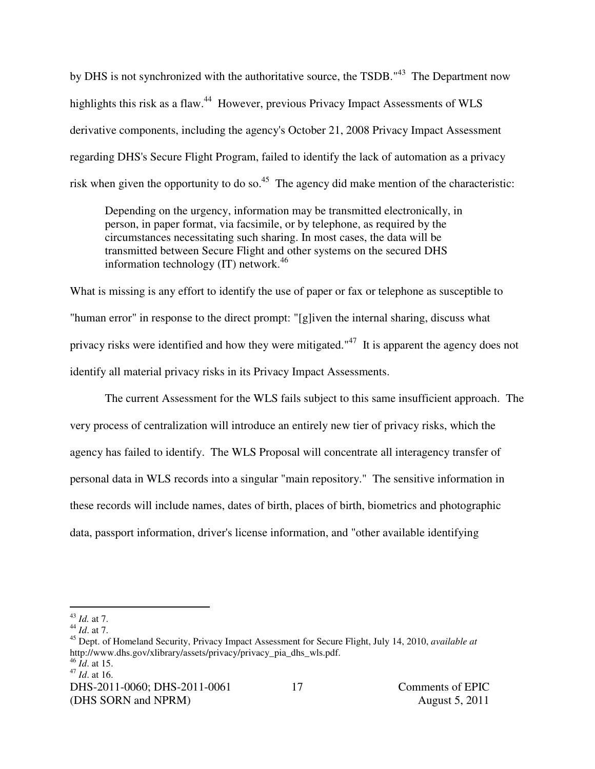by DHS is not synchronized with the authoritative source, the TSDB."[43] The Department now highlights this risk as a flaw.[44] However, previous Privacy Impact Assessments of WLS derivative components, including the agency's October 21, 2008 Privacy Impact Assessment regarding DHS's Secure Flight Program, failed to identify the lack of automation as a privacy risk when given the opportunity to do so.[45] The agency did make mention of the characteristic:

> Depending on the urgency, information may be transmitted electronically, in person, in paper format, via facsimile, or by telephone, as required by the circumstances necessitating such sharing. In most cases, the data will be transmitted between Secure Flight and other systems on the secured DHS information technology (IT) network.[46]

What is missing is any effort to identify the use of paper or fax or telephone as susceptible to "human error" in response to the direct prompt: "[g]iven the internal sharing, discuss what privacy risks were identified and how they were mitigated."[47] It is apparent the agency does not identify all material privacy risks in its Privacy Impact Assessments.

The current Assessment for the WLS fails subject to this same insufficient approach. The very process of centralization will introduce an entirely new tier of privacy risks, which the agency has failed to identify. The WLS Proposal will concentrate all interagency transfer of personal data in WLS records into a singular "main repository." The sensitive information in these records will include names, dates of birth, places of birth, biometrics and photographic data, passport information, driver's license information, and "other available identifying

---

[43] *Id.* at 7.

[44] *Id*. at 7.

[45] Dept. of Homeland Security, Privacy Impact Assessment for Secure Flight, July 14, 2010, *available at* http://www.dhs.gov/xlibrary/assets/privacy/privacy_pia_dhs_wls.pdf.

[46] *Id*. at 15.

[47] *Id*. at 16.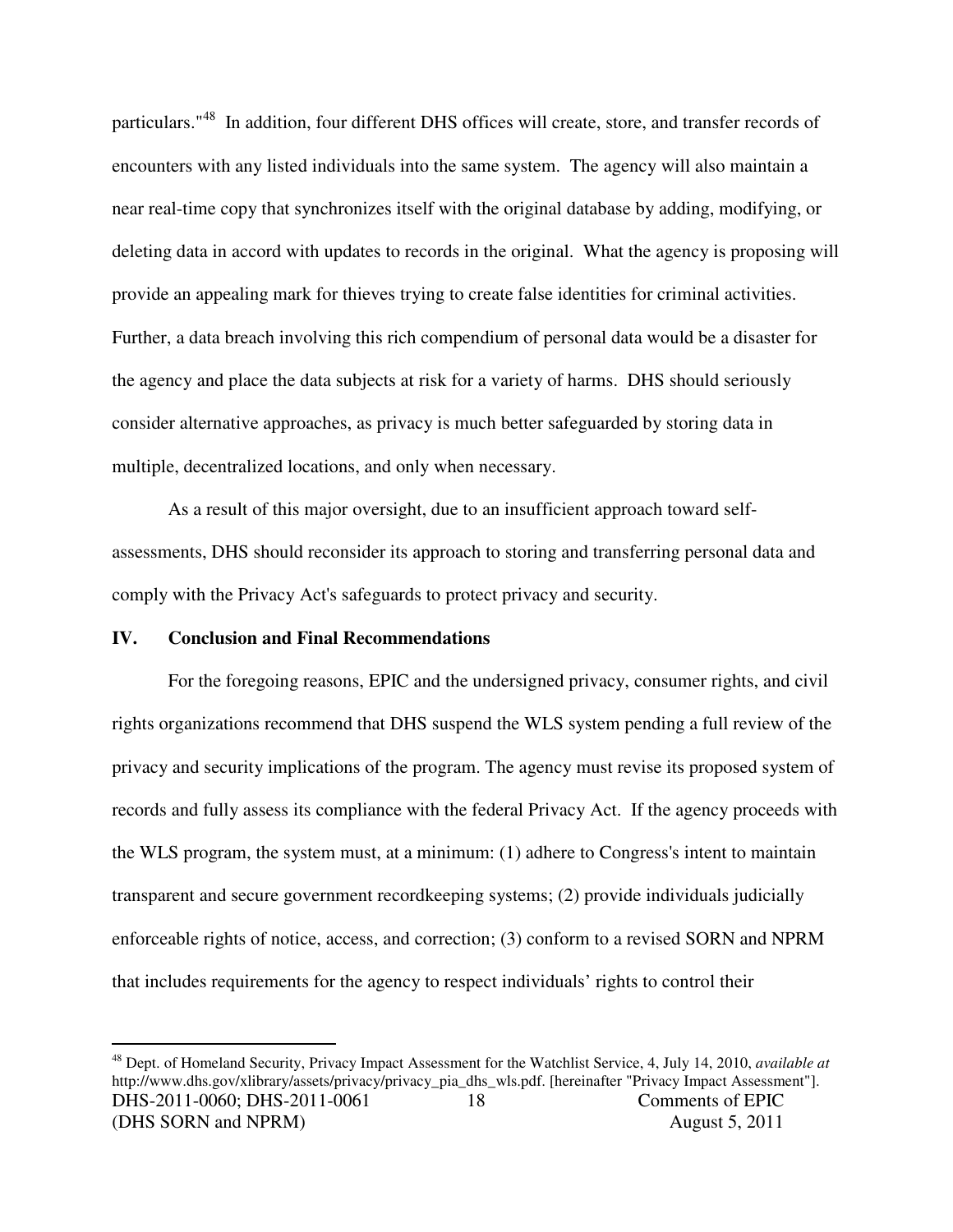particulars."[48] In addition, four different DHS offices will create, store, and transfer records of encounters with any listed individuals into the same system. The agency will also maintain a near real-time copy that synchronizes itself with the original database by adding, modifying, or deleting data in accord with updates to records in the original. What the agency is proposing will provide an appealing mark for thieves trying to create false identities for criminal activities. Further, a data breach involving this rich compendium of personal data would be a disaster for the agency and place the data subjects at risk for a variety of harms. DHS should seriously consider alternative approaches, as privacy is much better safeguarded by storing data in multiple, decentralized locations, and only when necessary.

As a result of this major oversight, due to an insufficient approach toward self-assessments, DHS should reconsider its approach to storing and transferring personal data and comply with the Privacy Act's safeguards to protect privacy and security.

## IV. Conclusion and Final Recommendations

For the foregoing reasons, EPIC and the undersigned privacy, consumer rights, and civil rights organizations recommend that DHS suspend the WLS system pending a full review of the privacy and security implications of the program. The agency must revise its proposed system of records and fully assess its compliance with the federal Privacy Act. If the agency proceeds with the WLS program, the system must, at a minimum: (1) adhere to Congress's intent to maintain transparent and secure government recordkeeping systems; (2) provide individuals judicially enforceable rights of notice, access, and correction; (3) conform to a revised SORN and NPRM that includes requirements for the agency to respect individuals' rights to control their

---

[48] Dept. of Homeland Security, Privacy Impact Assessment for the Watchlist Service, 4, July 14, 2010, *available at* http://www.dhs.gov/xlibrary/assets/privacy/privacy_pia_dhs_wls.pdf. [hereinafter "Privacy Impact Assessment"].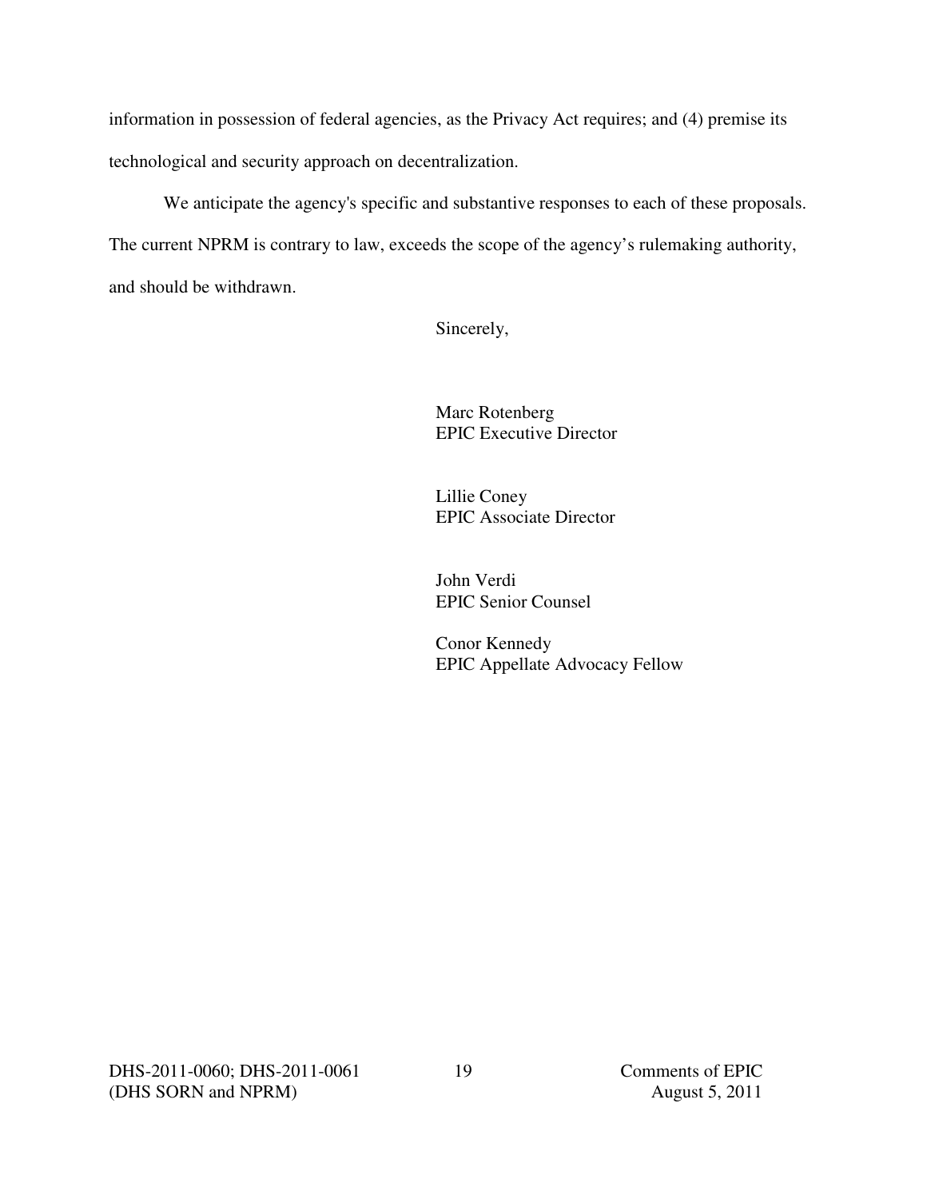information in possession of federal agencies, as the Privacy Act requires; and (4) premise its technological and security approach on decentralization.

We anticipate the agency's specific and substantive responses to each of these proposals. The current NPRM is contrary to law, exceeds the scope of the agency's rulemaking authority, and should be withdrawn.

Sincerely,

Marc Rotenberg
EPIC Executive Director

Lillie Coney
EPIC Associate Director

John Verdi
EPIC Senior Counsel

Conor Kennedy
EPIC Appellate Advocacy Fellow